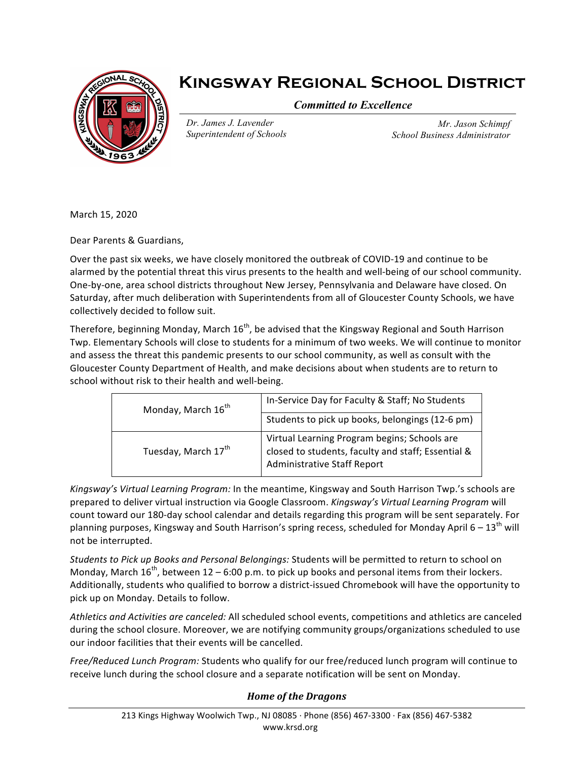# Kingsway Regional School District

*Committed to Excellence*

*Dr. James J. Lavender*
*Superintendent of Schools*

*Mr. Jason Schimpf*
*School Business Administrator*

March 15, 2020

Dear Parents & Guardians,

Over the past six weeks, we have closely monitored the outbreak of COVID-19 and continue to be alarmed by the potential threat this virus presents to the health and well-being of our school community. One-by-one, area school districts throughout New Jersey, Pennsylvania and Delaware have closed. On Saturday, after much deliberation with Superintendents from all of Gloucester County Schools, we have collectively decided to follow suit.

Therefore, beginning Monday, March 16th, be advised that the Kingsway Regional and South Harrison Twp. Elementary Schools will close to students for a minimum of two weeks. We will continue to monitor and assess the threat this pandemic presents to our school community, as well as consult with the Gloucester County Department of Health, and make decisions about when students are to return to school without risk to their health and well-being.

| | |
|---|---|
| Monday, March 16th | In-Service Day for Faculty & Staff; No Students |
| | Students to pick up books, belongings (12-6 pm) |
| Tuesday, March 17th | Virtual Learning Program begins; Schools are closed to students, faculty and staff; Essential & Administrative Staff Report |

*Kingsway's Virtual Learning Program:* In the meantime, Kingsway and South Harrison Twp.'s schools are prepared to deliver virtual instruction via Google Classroom. *Kingsway's Virtual Learning Program* will count toward our 180-day school calendar and details regarding this program will be sent separately. For planning purposes, Kingsway and South Harrison's spring recess, scheduled for Monday April 6 – 13th will not be interrupted.

*Students to Pick up Books and Personal Belongings:* Students will be permitted to return to school on Monday, March 16th, between 12 – 6:00 p.m. to pick up books and personal items from their lockers. Additionally, students who qualified to borrow a district-issued Chromebook will have the opportunity to pick up on Monday. Details to follow.

*Athletics and Activities are canceled:* All scheduled school events, competitions and athletics are canceled during the school closure. Moreover, we are notifying community groups/organizations scheduled to use our indoor facilities that their events will be cancelled.

*Free/Reduced Lunch Program:* Students who qualify for our free/reduced lunch program will continue to receive lunch during the school closure and a separate notification will be sent on Monday.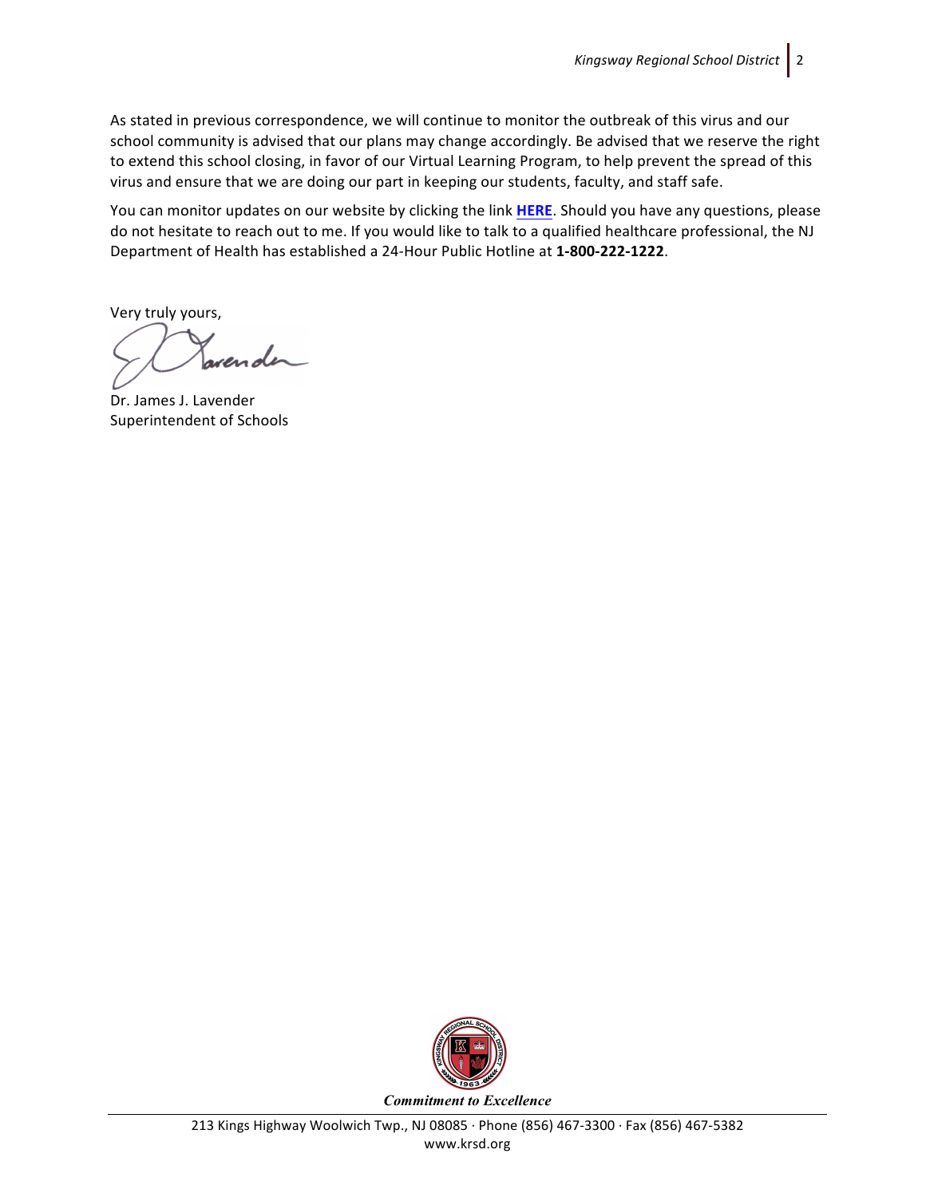As stated in previous correspondence, we will continue to monitor the outbreak of this virus and our school community is advised that our plans may change accordingly. Be advised that we reserve the right to extend this school closing, in favor of our Virtual Learning Program, to help prevent the spread of this virus and ensure that we are doing our part in keeping our students, faculty, and staff safe.

You can monitor updates on our website by clicking the link **HERE**. Should you have any questions, please do not hesitate to reach out to me. If you would like to talk to a qualified healthcare professional, the NJ Department of Health has established a 24-Hour Public Hotline at **1-800-222-1222**.

Very truly yours,

Dr. James J. Lavender
Superintendent of Schools

*Commitment to Excellence*

213 Kings Highway Woolwich Twp., NJ 08085 · Phone (856) 467-3300 · Fax (856) 467-5382
www.krsd.org